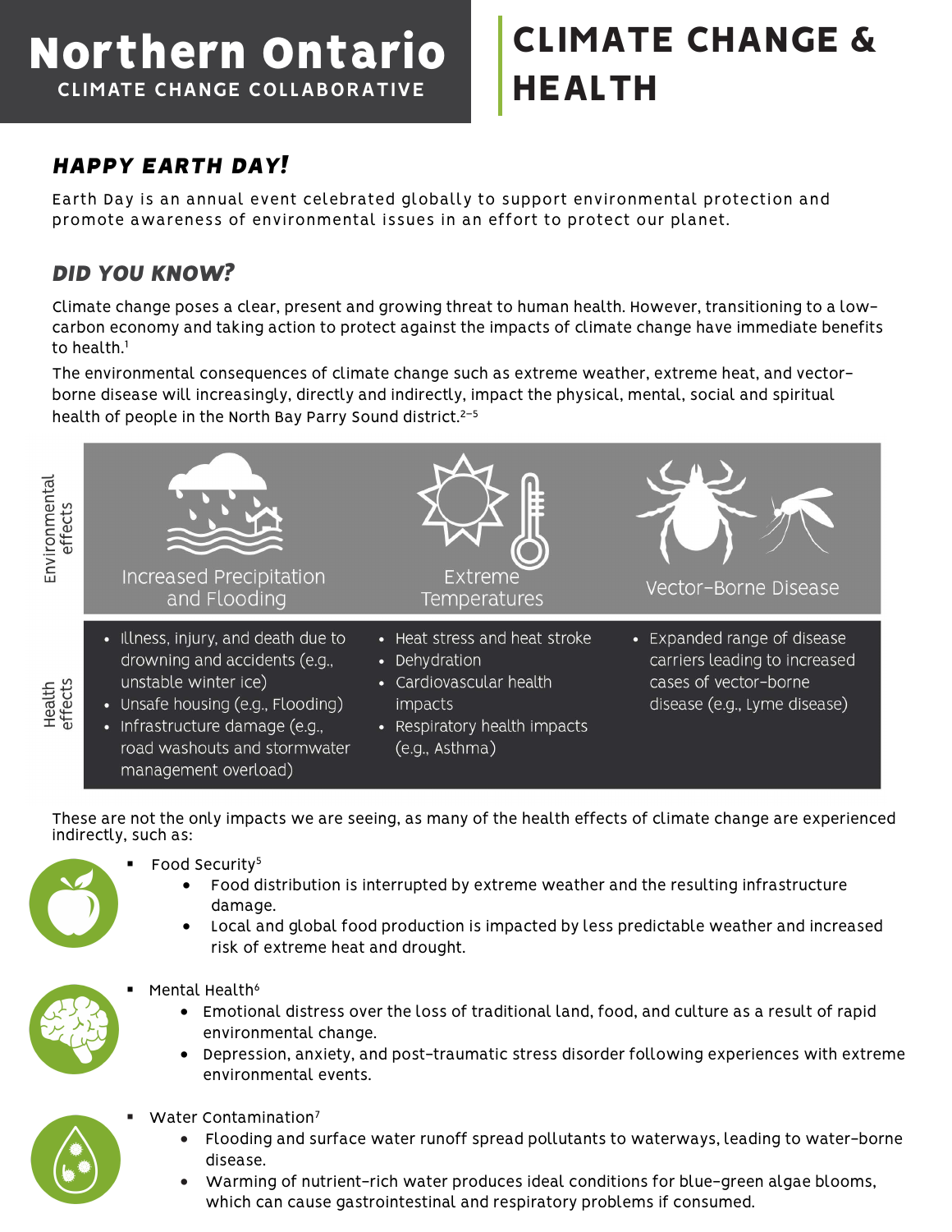# Northern Ontario

CLIMATE CHANGE COLLABORATIVE

# CLIMATE CHANGE & HEALTH

## *HAPPY EARTH DAY!*

Earth Day is an annual event celebrated globally to support environmental protection and promote awareness of environmental issues in an effort to protect our planet.

## *DID YOU KNOW?*

Climate change poses a clear, present and growing threat to human health. However, transitioning to a low-carbon economy and taking action to protect against the impacts of climate change have immediate benefits to health.[1]

The environmental consequences of climate change such as extreme weather, extreme heat, and vector-borne disease will increasingly, directly and indirectly, impact the physical, mental, social and spiritual health of people in the North Bay Parry Sound district.[2–5]

| | Increased Precipitation and Flooding | Extreme Temperatures | Vector-Borne Disease |
|---|---|---|---|
| **Environmental effects** | Increased Precipitation and Flooding | Extreme Temperatures | Vector-Borne Disease |
| **Health effects** | • Illness, injury, and death due to drowning and accidents (e.g., unstable winter ice)<br>• Unsafe housing (e.g., Flooding)<br>• Infrastructure damage (e.g., road washouts and stormwater management overload) | • Heat stress and heat stroke<br>• Dehydration<br>• Cardiovascular health impacts<br>• Respiratory health impacts (e.g., Asthma) | • Expanded range of disease carriers leading to increased cases of vector-borne disease (e.g., Lyme disease) |

These are not the only impacts we are seeing, as many of the health effects of climate change are experienced indirectly, such as:

- Food Security[5]
  - Food distribution is interrupted by extreme weather and the resulting infrastructure damage.
  - Local and global food production is impacted by less predictable weather and increased risk of extreme heat and drought.
- Mental Health[6]
  - Emotional distress over the loss of traditional land, food, and culture as a result of rapid environmental change.
  - Depression, anxiety, and post-traumatic stress disorder following experiences with extreme environmental events.
- Water Contamination[7]
  - Flooding and surface water runoff spread pollutants to waterways, leading to water-borne disease.
  - Warming of nutrient-rich water produces ideal conditions for blue-green algae blooms, which can cause gastrointestinal and respiratory problems if consumed.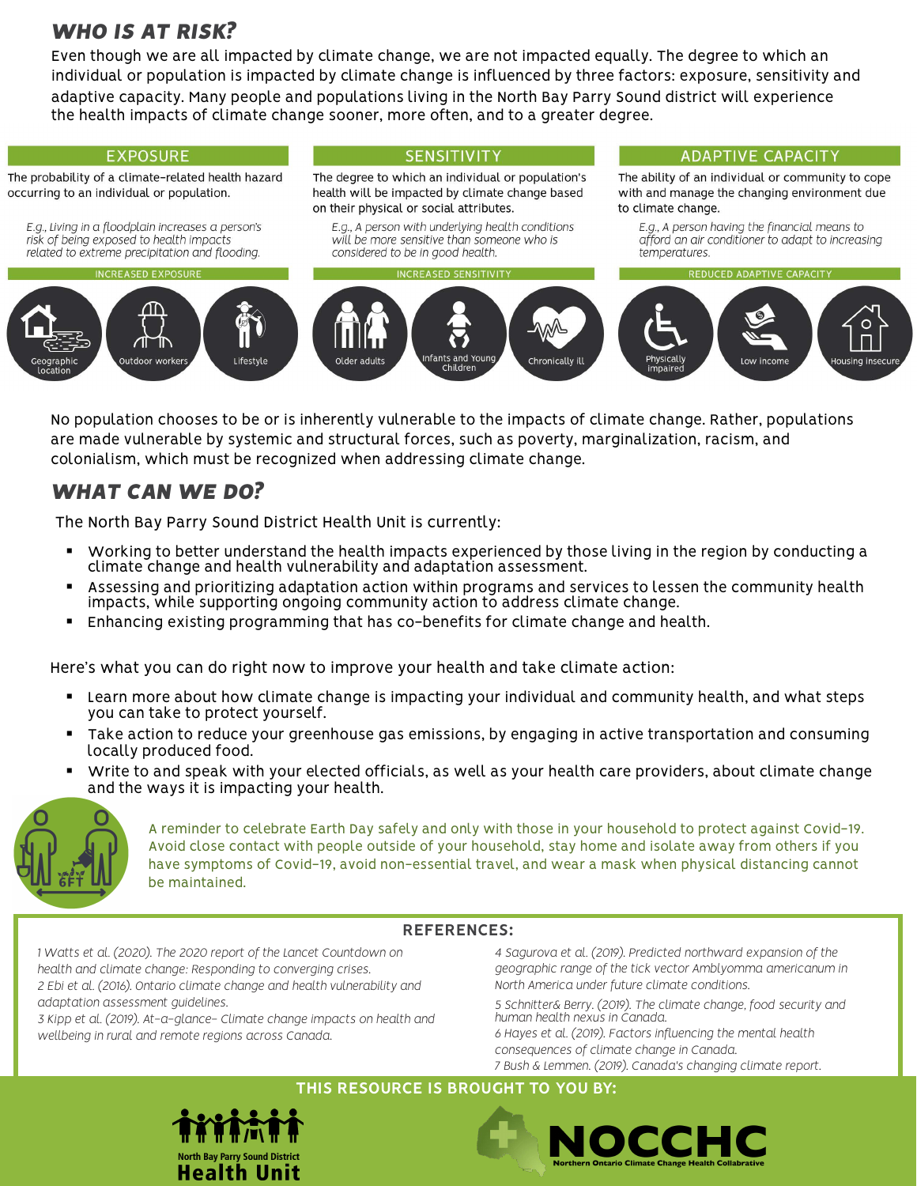## WHO IS AT RISK?

Even though we are all impacted by climate change, we are not impacted equally. The degree to which an individual or population is impacted by climate change is influenced by three factors: exposure, sensitivity and adaptive capacity. Many people and populations living in the North Bay Parry Sound district will experience the health impacts of climate change sooner, more often, and to a greater degree.

### EXPOSURE

The probability of a climate-related health hazard occurring to an individual or population.

*E.g., Living in a floodplain increases a person's risk of being exposed to health impacts related to extreme precipitation and flooding.*

INCREASED EXPOSURE

- Geographic location
- Outdoor workers
- Lifestyle

### SENSITIVITY

The degree to which an individual or population's health will be impacted by climate change based on their physical or social attributes.

*E.g., A person with underlying health conditions will be more sensitive than someone who is considered to be in good health.*

INCREASED SENSITIVITY

- Older adults
- Infants and Young Children
- Chronically ill

### ADAPTIVE CAPACITY

The ability of an individual or community to cope with and manage the changing environment due to climate change.

*E.g., A person having the financial means to afford an air conditioner to adapt to increasing temperatures.*

REDUCED ADAPTIVE CAPACITY

- Physically impaired
- Low income
- Housing insecure

No population chooses to be or is inherently vulnerable to the impacts of climate change. Rather, populations are made vulnerable by systemic and structural forces, such as poverty, marginalization, racism, and colonialism, which must be recognized when addressing climate change.

## WHAT CAN WE DO?

The North Bay Parry Sound District Health Unit is currently:

- Working to better understand the health impacts experienced by those living in the region by conducting a climate change and health vulnerability and adaptation assessment.
- Assessing and prioritizing adaptation action within programs and services to lessen the community health impacts, while supporting ongoing community action to address climate change.
- Enhancing existing programming that has co-benefits for climate change and health.

Here's what you can do right now to improve your health and take climate action:

- Learn more about how climate change is impacting your individual and community health, and what steps you can take to protect yourself.
- Take action to reduce your greenhouse gas emissions, by engaging in active transportation and consuming locally produced food.
- Write to and speak with your elected officials, as well as your health care providers, about climate change and the ways it is impacting your health.

6FT

A reminder to celebrate Earth Day safely and only with those in your household to protect against Covid-19. Avoid close contact with people outside of your household, stay home and isolate away from others if you have symptoms of Covid-19, avoid non-essential travel, and wear a mask when physical distancing cannot be maintained.

### REFERENCES:

1 Watts et al. (2020). *The 2020 report of the Lancet Countdown on health and climate change: Responding to converging crises.*
2 Ebi et al. (2016). *Ontario climate change and health vulnerability and adaptation assessment guidelines.*
3 Kipp et al. (2019). *At-a-glance- Climate change impacts on health and wellbeing in rural and remote regions across Canada.*
4 Sagurova et al. (2019). *Predicted northward expansion of the geographic range of the tick vector Amblyomma americanum in North America under future climate conditions.*
5 Schnitter& Berry. (2019). *The climate change, food security and human health nexus in Canada.*
6 Hayes et al. (2019). *Factors influencing the mental health consequences of climate change in Canada.*
7 Bush & Lemmen. (2019). *Canada's changing climate report.*

**THIS RESOURCE IS BROUGHT TO YOU BY:**

North Bay Parry Sound District Health Unit

NOCCHC Northern Ontario Climate Change Health Collaborative